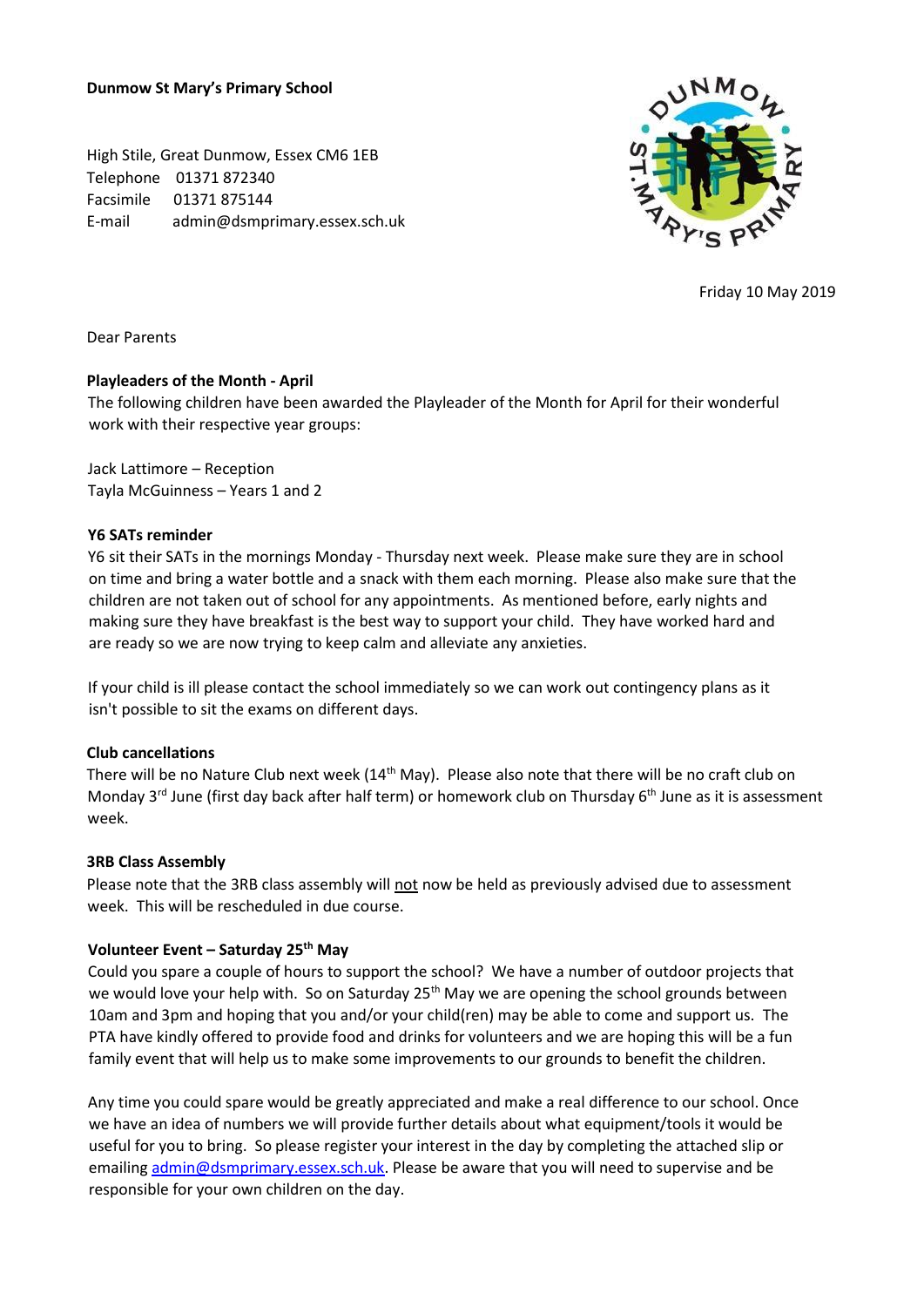**Dunmow St Mary's Primary School**

High Stile, Great Dunmow, Essex CM6 1EB
Telephone 01371 872340
Facsimile 01371 875144
E-mail admin@dsmprimary.essex.sch.uk

Friday 10 May 2019

Dear Parents

**Playleaders of the Month - April**

The following children have been awarded the Playleader of the Month for April for their wonderful work with their respective year groups:

Jack Lattimore – Reception
Tayla McGuinness – Years 1 and 2

**Y6 SATs reminder**

Y6 sit their SATs in the mornings Monday - Thursday next week. Please make sure they are in school on time and bring a water bottle and a snack with them each morning. Please also make sure that the children are not taken out of school for any appointments. As mentioned before, early nights and making sure they have breakfast is the best way to support your child. They have worked hard and are ready so we are now trying to keep calm and alleviate any anxieties.

If your child is ill please contact the school immediately so we can work out contingency plans as it isn't possible to sit the exams on different days.

**Club cancellations**

There will be no Nature Club next week (14th May). Please also note that there will be no craft club on Monday 3rd June (first day back after half term) or homework club on Thursday 6th June as it is assessment week.

**3RB Class Assembly**

Please note that the 3RB class assembly will not now be held as previously advised due to assessment week. This will be rescheduled in due course.

**Volunteer Event – Saturday 25th May**

Could you spare a couple of hours to support the school? We have a number of outdoor projects that we would love your help with. So on Saturday 25th May we are opening the school grounds between 10am and 3pm and hoping that you and/or your child(ren) may be able to come and support us. The PTA have kindly offered to provide food and drinks for volunteers and we are hoping this will be a fun family event that will help us to make some improvements to our grounds to benefit the children.

Any time you could spare would be greatly appreciated and make a real difference to our school. Once we have an idea of numbers we will provide further details about what equipment/tools it would be useful for you to bring. So please register your interest in the day by completing the attached slip or emailing admin@dsmprimary.essex.sch.uk. Please be aware that you will need to supervise and be responsible for your own children on the day.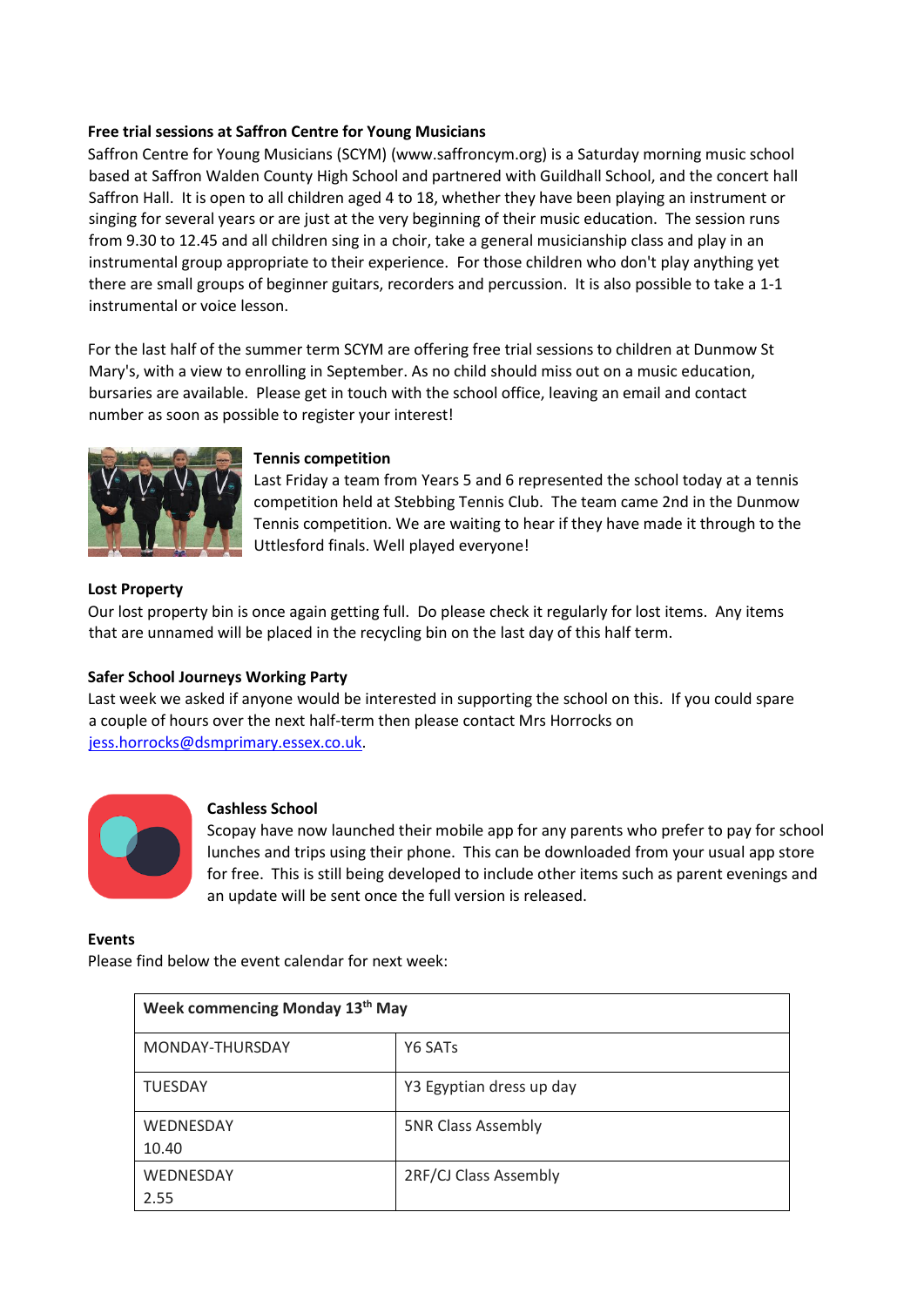**Free trial sessions at Saffron Centre for Young Musicians**

Saffron Centre for Young Musicians (SCYM) (www.saffroncym.org) is a Saturday morning music school based at Saffron Walden County High School and partnered with Guildhall School, and the concert hall Saffron Hall. It is open to all children aged 4 to 18, whether they have been playing an instrument or singing for several years or are just at the very beginning of their music education. The session runs from 9.30 to 12.45 and all children sing in a choir, take a general musicianship class and play in an instrumental group appropriate to their experience. For those children who don't play anything yet there are small groups of beginner guitars, recorders and percussion. It is also possible to take a 1-1 instrumental or voice lesson.

For the last half of the summer term SCYM are offering free trial sessions to children at Dunmow St Mary's, with a view to enrolling in September. As no child should miss out on a music education, bursaries are available. Please get in touch with the school office, leaving an email and contact number as soon as possible to register your interest!

**Tennis competition**

Last Friday a team from Years 5 and 6 represented the school today at a tennis competition held at Stebbing Tennis Club. The team came 2nd in the Dunmow Tennis competition. We are waiting to hear if they have made it through to the Uttlesford finals. Well played everyone!

**Lost Property**

Our lost property bin is once again getting full. Do please check it regularly for lost items. Any items that are unnamed will be placed in the recycling bin on the last day of this half term.

**Safer School Journeys Working Party**

Last week we asked if anyone would be interested in supporting the school on this. If you could spare a couple of hours over the next half-term then please contact Mrs Horrocks on jess.horrocks@dsmprimary.essex.co.uk.

**Cashless School**

Scopay have now launched their mobile app for any parents who prefer to pay for school lunches and trips using their phone. This can be downloaded from your usual app store for free. This is still being developed to include other items such as parent evenings and an update will be sent once the full version is released.

**Events**

Please find below the event calendar for next week:

| Week commencing Monday 13th May | |
|---|---|
| MONDAY-THURSDAY | Y6 SATs |
| TUESDAY | Y3 Egyptian dress up day |
| WEDNESDAY 10.40 | 5NR Class Assembly |
| WEDNESDAY 2.55 | 2RF/CJ Class Assembly |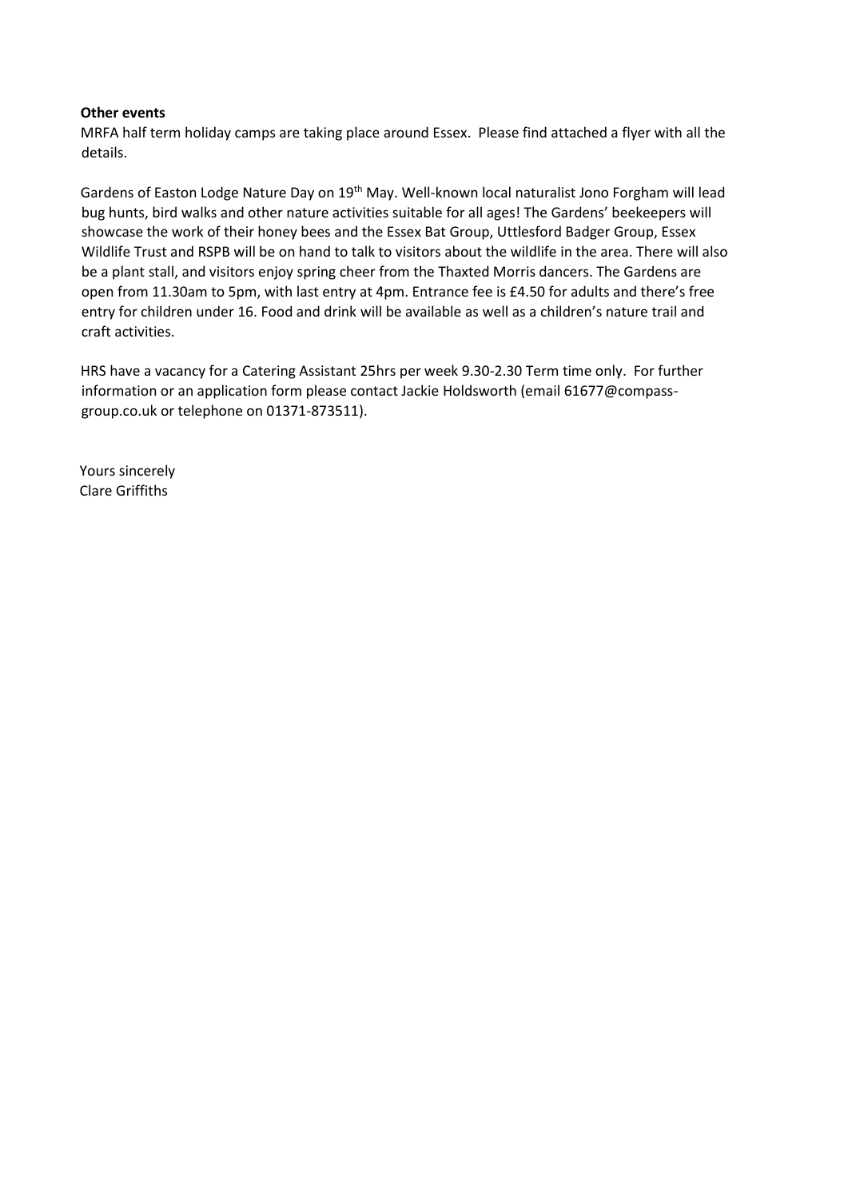**Other events**

MRFA half term holiday camps are taking place around Essex. Please find attached a flyer with all the details.

Gardens of Easton Lodge Nature Day on 19th May. Well-known local naturalist Jono Forgham will lead bug hunts, bird walks and other nature activities suitable for all ages! The Gardens' beekeepers will showcase the work of their honey bees and the Essex Bat Group, Uttlesford Badger Group, Essex Wildlife Trust and RSPB will be on hand to talk to visitors about the wildlife in the area. There will also be a plant stall, and visitors enjoy spring cheer from the Thaxted Morris dancers. The Gardens are open from 11.30am to 5pm, with last entry at 4pm. Entrance fee is £4.50 for adults and there's free entry for children under 16. Food and drink will be available as well as a children's nature trail and craft activities.

HRS have a vacancy for a Catering Assistant 25hrs per week 9.30-2.30 Term time only. For further information or an application form please contact Jackie Holdsworth (email 61677@compass-group.co.uk or telephone on 01371-873511).

Yours sincerely
Clare Griffiths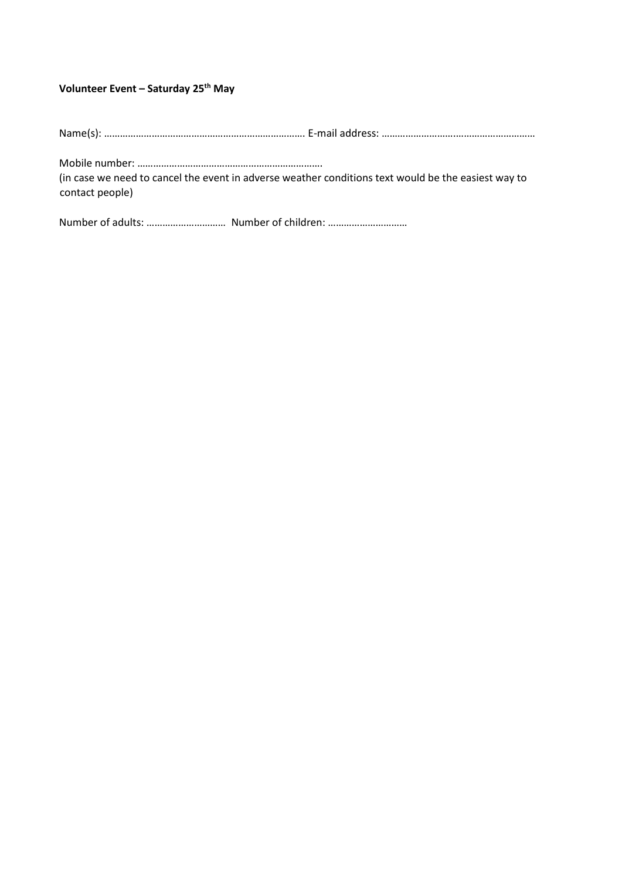**Volunteer Event – Saturday 25th May**

Name(s): …………………………………………………………………. E-mail address: …………………………………………………

Mobile number: ……………………………………………………………
(in case we need to cancel the event in adverse weather conditions text would be the easiest way to contact people)

Number of adults: ………………………… Number of children: …………………………